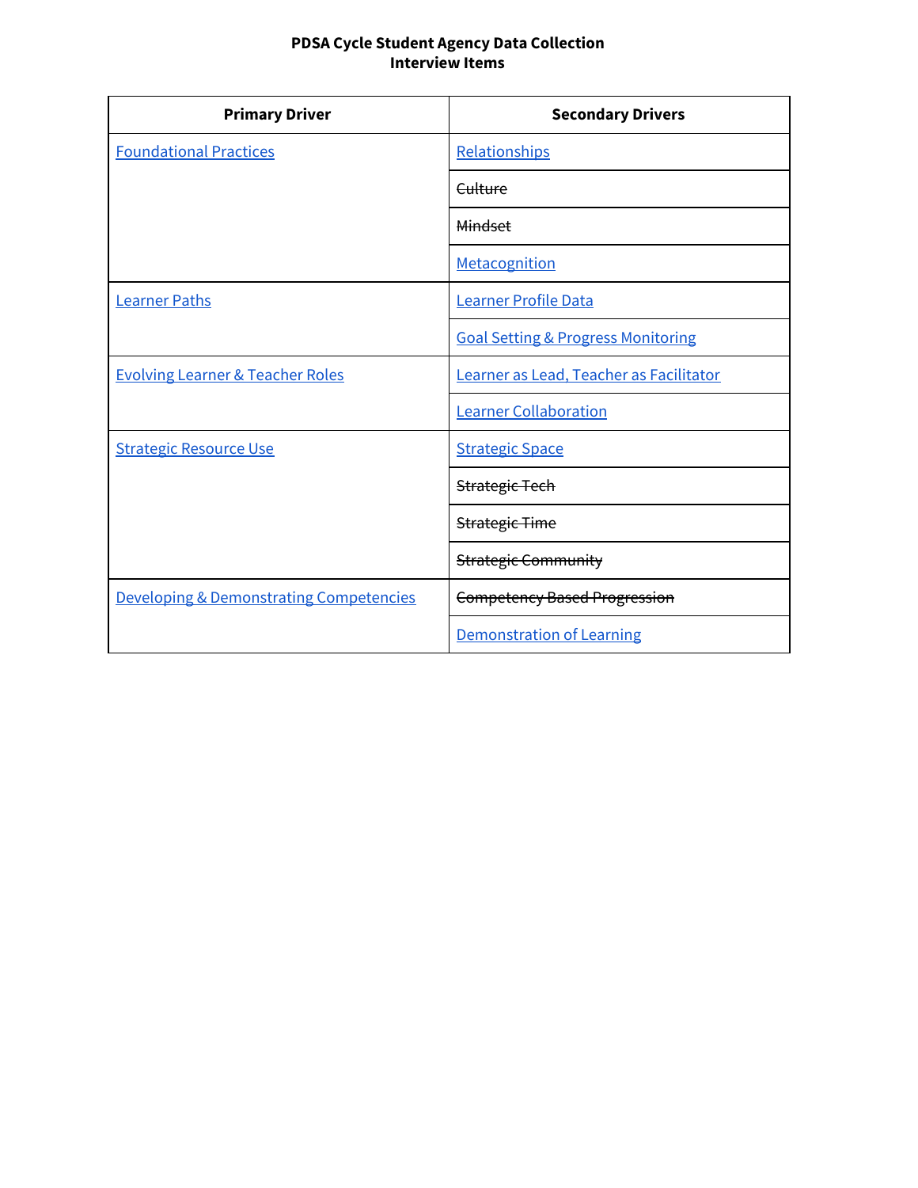**PDSA Cycle Student Agency Data Collection**
**Interview Items**

| Primary Driver | Secondary Drivers |
|---|---|
| Foundational Practices | Relationships |
| | ~~Culture~~ |
| | ~~Mindset~~ |
| | Metacognition |
| Learner Paths | Learner Profile Data |
| | Goal Setting & Progress Monitoring |
| Evolving Learner & Teacher Roles | Learner as Lead, Teacher as Facilitator |
| | Learner Collaboration |
| Strategic Resource Use | Strategic Space |
| | ~~Strategic Tech~~ |
| | ~~Strategic Time~~ |
| | ~~Strategic Community~~ |
| Developing & Demonstrating Competencies | ~~Competency Based Progression~~ |
| | Demonstration of Learning |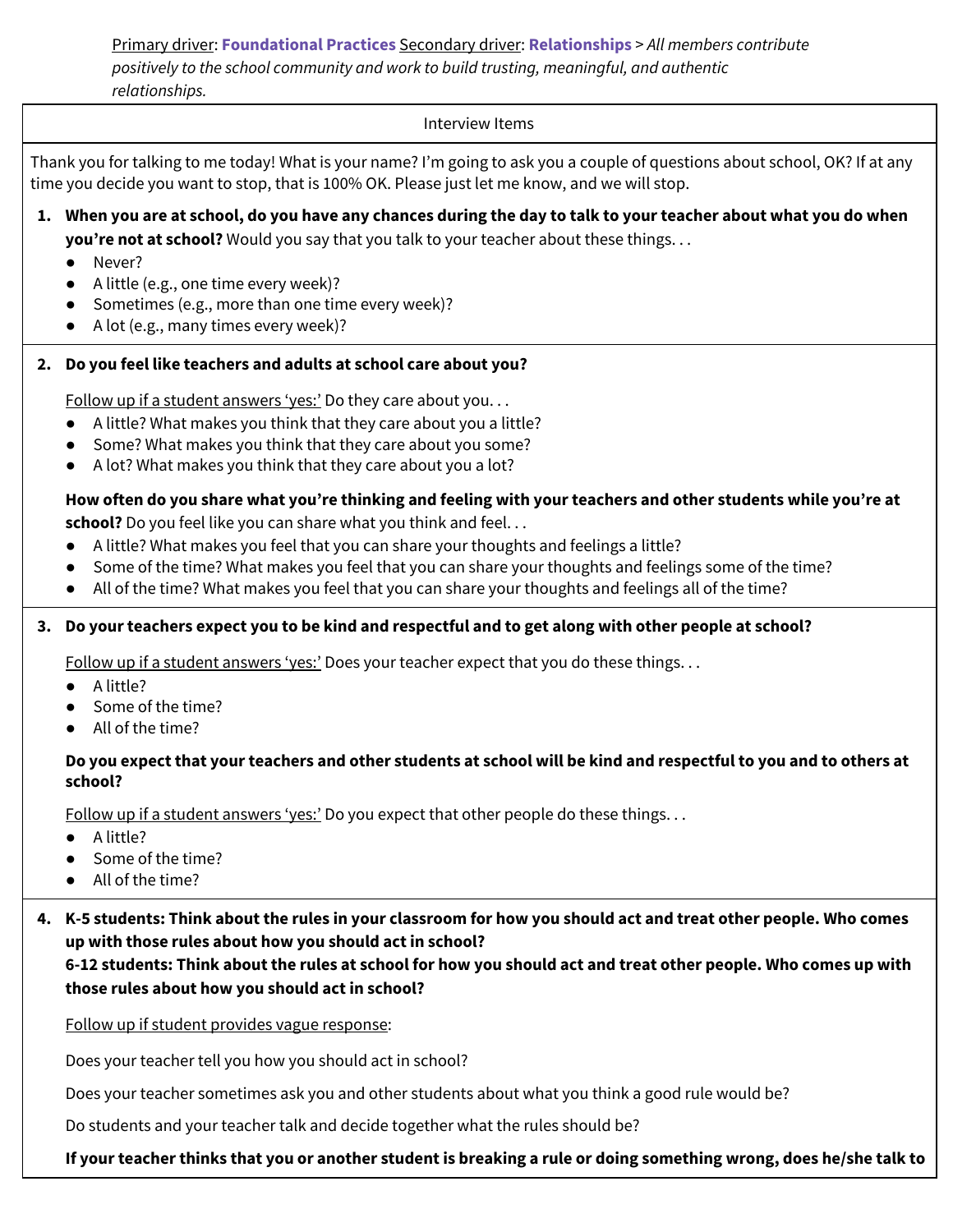Primary driver: **Foundational Practices** Secondary driver: **Relationships** > *All members contribute positively to the school community and work to build trusting, meaningful, and authentic relationships.*

**Interview Items**

Thank you for talking to me today! What is your name? I'm going to ask you a couple of questions about school, OK? If at any time you decide you want to stop, that is 100% OK. Please just let me know, and we will stop.

1. **When you are at school, do you have any chances during the day to talk to your teacher about what you do when you're not at school?** Would you say that you talk to your teacher about these things. . .
   - Never?
   - A little (e.g., one time every week)?
   - Sometimes (e.g., more than one time every week)?
   - A lot (e.g., many times every week)?

2. **Do you feel like teachers and adults at school care about you?**

   Follow up if a student answers 'yes:' Do they care about you. . .
   - A little? What makes you think that they care about you a little?
   - Some? What makes you think that they care about you some?
   - A lot? What makes you think that they care about you a lot?

   **How often do you share what you're thinking and feeling with your teachers and other students while you're at school?** Do you feel like you can share what you think and feel. . .
   - A little? What makes you feel that you can share your thoughts and feelings a little?
   - Some of the time? What makes you feel that you can share your thoughts and feelings some of the time?
   - All of the time? What makes you feel that you can share your thoughts and feelings all of the time?

3. **Do your teachers expect you to be kind and respectful and to get along with other people at school?**

   Follow up if a student answers 'yes:' Does your teacher expect that you do these things. . .
   - A little?
   - Some of the time?
   - All of the time?

   **Do you expect that your teachers and other students at school will be kind and respectful to you and to others at school?**

   Follow up if a student answers 'yes:' Do you expect that other people do these things. . .
   - A little?
   - Some of the time?
   - All of the time?

4. **K-5 students: Think about the rules in your classroom for how you should act and treat other people. Who comes up with those rules about how you should act in school?**
   **6-12 students: Think about the rules at school for how you should act and treat other people. Who comes up with those rules about how you should act in school?**

   Follow up if student provides vague response:

   Does your teacher tell you how you should act in school?

   Does your teacher sometimes ask you and other students about what you think a good rule would be?

   Do students and your teacher talk and decide together what the rules should be?

   **If your teacher thinks that you or another student is breaking a rule or doing something wrong, does he/she talk to**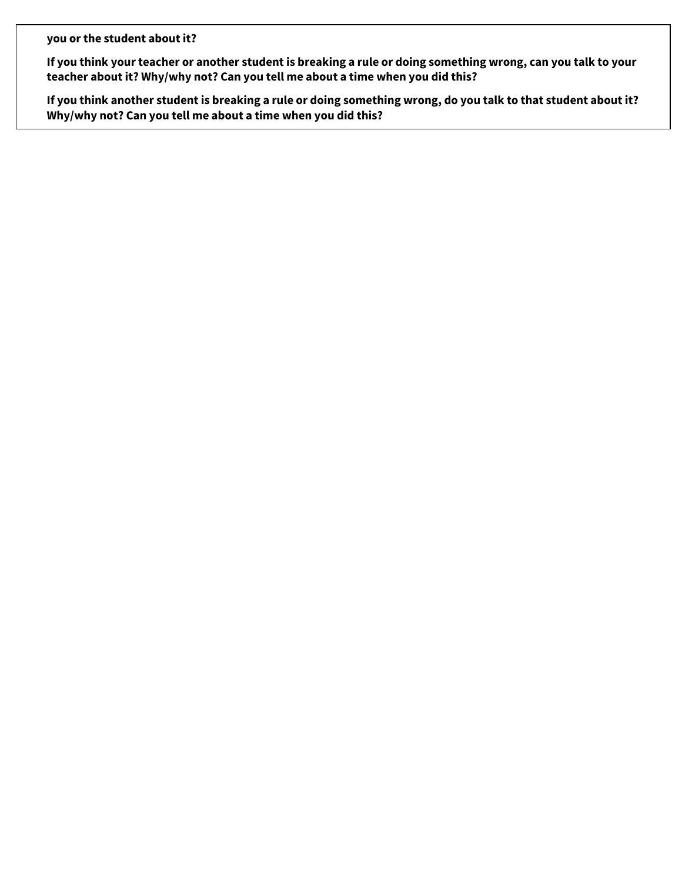**you or the student about it?**

**If you think your teacher or another student is breaking a rule or doing something wrong, can you talk to your teacher about it? Why/why not? Can you tell me about a time when you did this?**

**If you think another student is breaking a rule or doing something wrong, do you talk to that student about it? Why/why not? Can you tell me about a time when you did this?**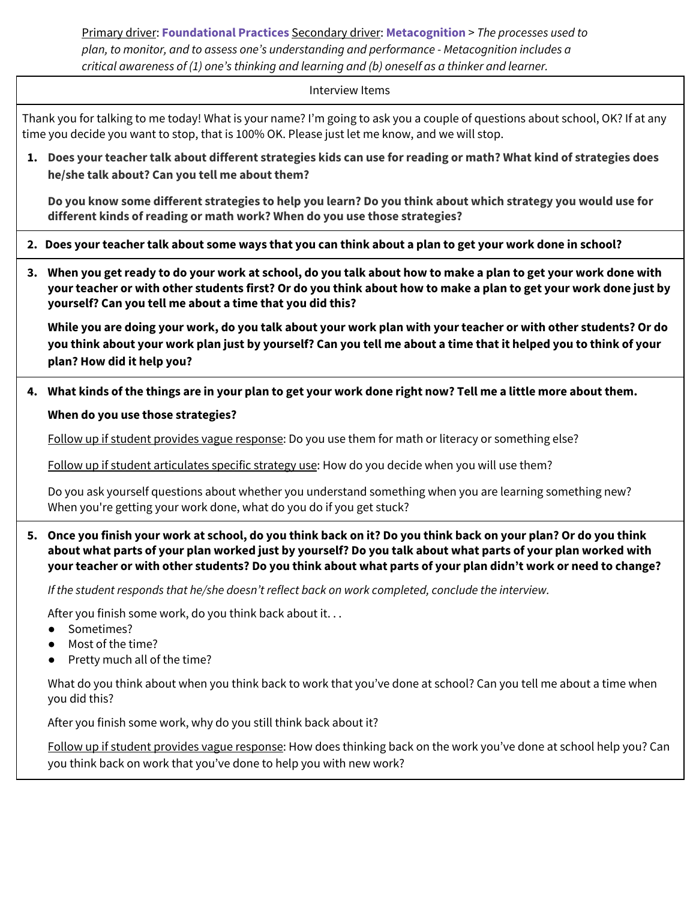Primary driver: **Foundational Practices** Secondary driver: **Metacognition** > *The processes used to plan, to monitor, and to assess one's understanding and performance - Metacognition includes a critical awareness of (1) one's thinking and learning and (b) oneself as a thinker and learner.*

Interview Items

Thank you for talking to me today! What is your name? I'm going to ask you a couple of questions about school, OK? If at any time you decide you want to stop, that is 100% OK. Please just let me know, and we will stop.

1. **Does your teacher talk about different strategies kids can use for reading or math? What kind of strategies does he/she talk about? Can you tell me about them?**

   **Do you know some different strategies to help you learn? Do you think about which strategy you would use for different kinds of reading or math work? When do you use those strategies?**

2. **Does your teacher talk about some ways that you can think about a plan to get your work done in school?**

3. **When you get ready to do your work at school, do you talk about how to make a plan to get your work done with your teacher or with other students first? Or do you think about how to make a plan to get your work done just by yourself? Can you tell me about a time that you did this?**

   **While you are doing your work, do you talk about your work plan with your teacher or with other students? Or do you think about your work plan just by yourself? Can you tell me about a time that it helped you to think of your plan? How did it help you?**

4. **What kinds of the things are in your plan to get your work done right now? Tell me a little more about them.**

   **When do you use those strategies?**

   Follow up if student provides vague response: Do you use them for math or literacy or something else?

   Follow up if student articulates specific strategy use: How do you decide when you will use them?

   Do you ask yourself questions about whether you understand something when you are learning something new? When you're getting your work done, what do you do if you get stuck?

5. **Once you finish your work at school, do you think back on it? Do you think back on your plan? Or do you think about what parts of your plan worked just by yourself? Do you talk about what parts of your plan worked with your teacher or with other students? Do you think about what parts of your plan didn't work or need to change?**

   *If the student responds that he/she doesn't reflect back on work completed, conclude the interview.*

   After you finish some work, do you think back about it. . .
   - Sometimes?
   - Most of the time?
   - Pretty much all of the time?

   What do you think about when you think back to work that you've done at school? Can you tell me about a time when you did this?

   After you finish some work, why do you still think back about it?

   Follow up if student provides vague response: How does thinking back on the work you've done at school help you? Can you think back on work that you've done to help you with new work?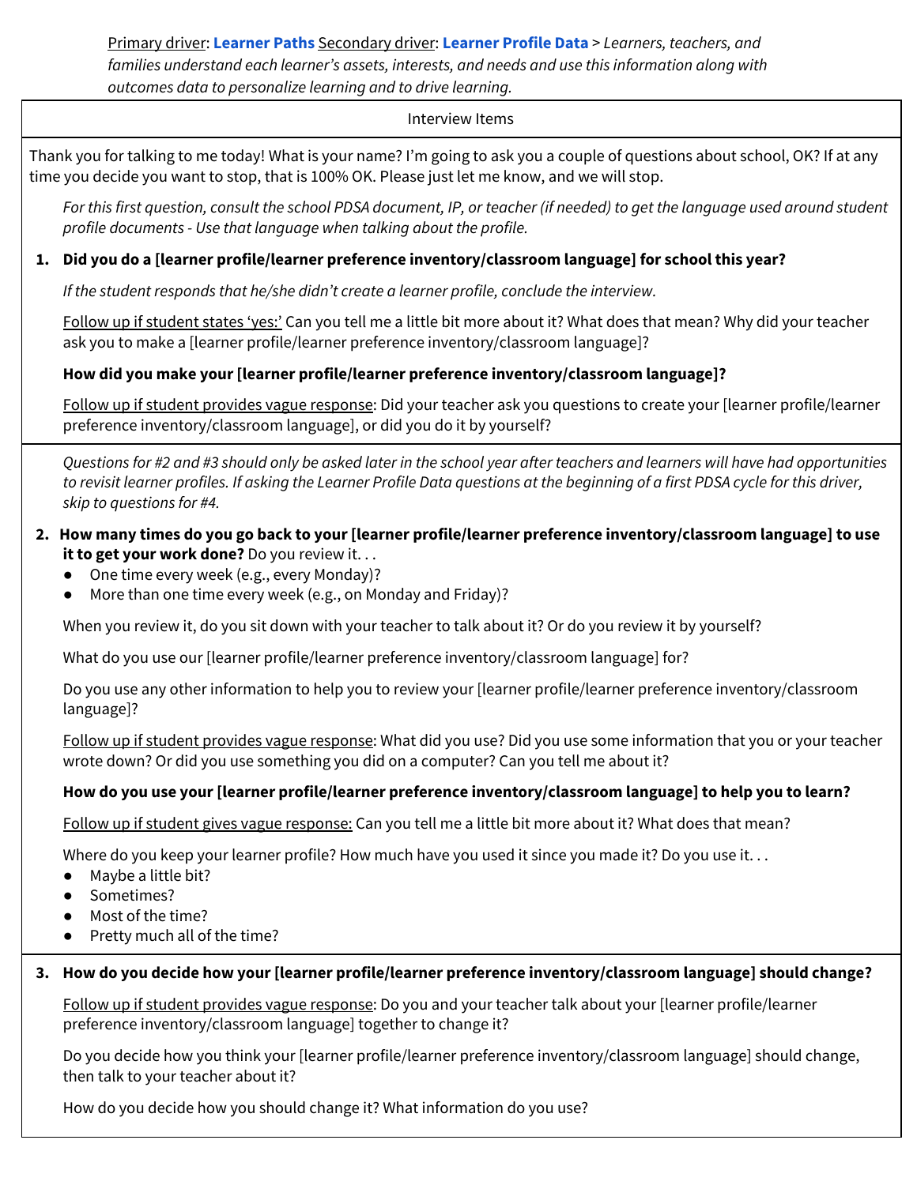Primary driver: **Learner Paths** Secondary driver: **Learner Profile Data** > *Learners, teachers, and families understand each learner's assets, interests, and needs and use this information along with outcomes data to personalize learning and to drive learning.*

| Interview Items |
|---|

Thank you for talking to me today! What is your name? I'm going to ask you a couple of questions about school, OK? If at any time you decide you want to stop, that is 100% OK. Please just let me know, and we will stop.

*For this first question, consult the school PDSA document, IP, or teacher (if needed) to get the language used around student profile documents - Use that language when talking about the profile.*

1. **Did you do a [learner profile/learner preference inventory/classroom language] for school this year?**

   *If the student responds that he/she didn't create a learner profile, conclude the interview.*

   Follow up if student states 'yes:' Can you tell me a little bit more about it? What does that mean? Why did your teacher ask you to make a [learner profile/learner preference inventory/classroom language]?

   **How did you make your [learner profile/learner preference inventory/classroom language]?**

   Follow up if student provides vague response: Did your teacher ask you questions to create your [learner profile/learner preference inventory/classroom language], or did you do it by yourself?

*Questions for #2 and #3 should only be asked later in the school year after teachers and learners will have had opportunities to revisit learner profiles. If asking the Learner Profile Data questions at the beginning of a first PDSA cycle for this driver, skip to questions for #4.*

2. **How many times do you go back to your [learner profile/learner preference inventory/classroom language] to use it to get your work done?** Do you review it. . .
   - One time every week (e.g., every Monday)?
   - More than one time every week (e.g., on Monday and Friday)?

   When you review it, do you sit down with your teacher to talk about it? Or do you review it by yourself?

   What do you use our [learner profile/learner preference inventory/classroom language] for?

   Do you use any other information to help you to review your [learner profile/learner preference inventory/classroom language]?

   Follow up if student provides vague response: What did you use? Did you use some information that you or your teacher wrote down? Or did you use something you did on a computer? Can you tell me about it?

   **How do you use your [learner profile/learner preference inventory/classroom language] to help you to learn?**

   Follow up if student gives vague response: Can you tell me a little bit more about it? What does that mean?

   Where do you keep your learner profile? How much have you used it since you made it? Do you use it. . .
   - Maybe a little bit?
   - Sometimes?
   - Most of the time?
   - Pretty much all of the time?

3. **How do you decide how your [learner profile/learner preference inventory/classroom language] should change?**

   Follow up if student provides vague response: Do you and your teacher talk about your [learner profile/learner preference inventory/classroom language] together to change it?

   Do you decide how you think your [learner profile/learner preference inventory/classroom language] should change, then talk to your teacher about it?

   How do you decide how you should change it? What information do you use?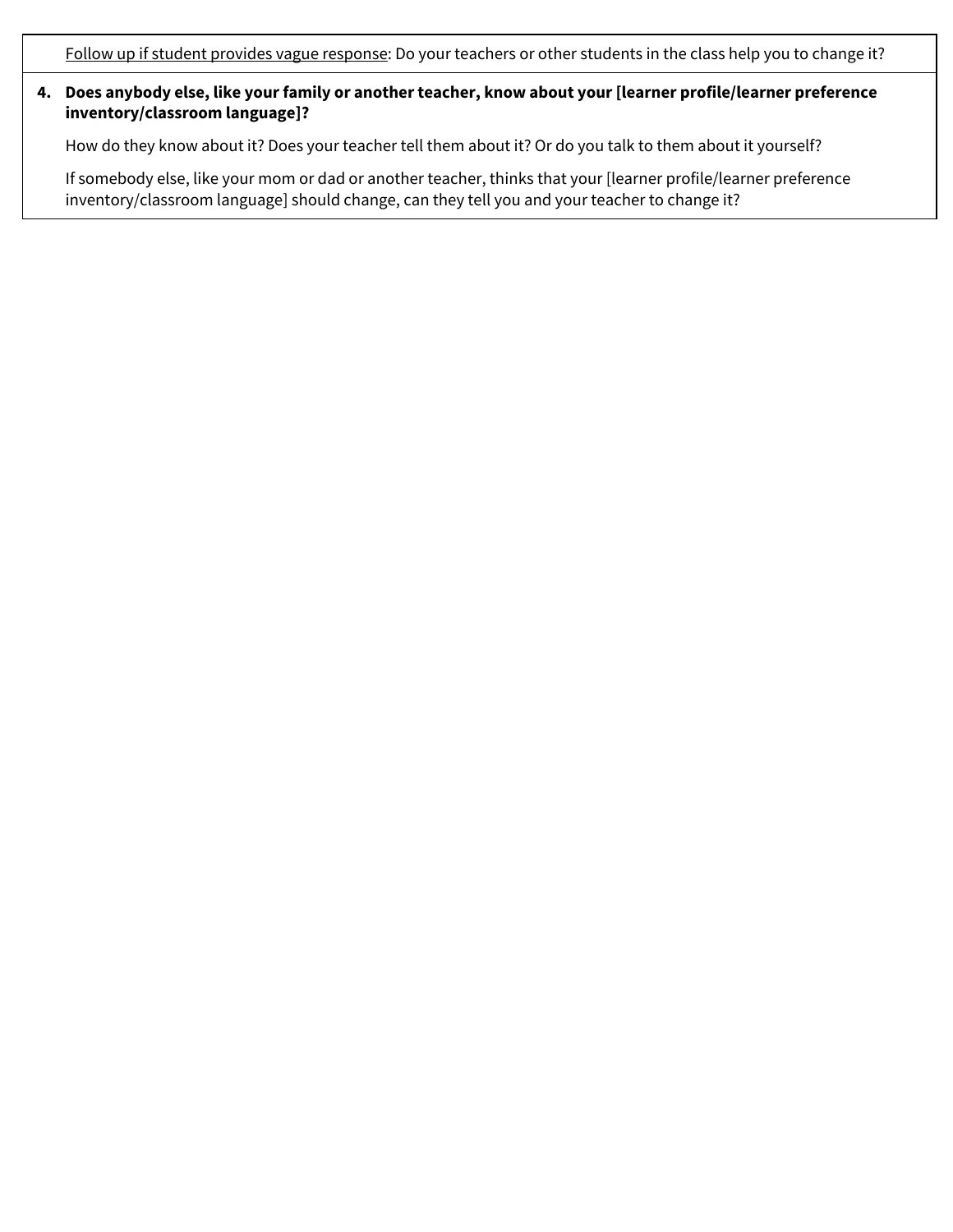<u>Follow up if student provides vague response</u>: Do your teachers or other students in the class help you to change it?

4. **Does anybody else, like your family or another teacher, know about your [learner profile/learner preference inventory/classroom language]?**

   How do they know about it? Does your teacher tell them about it? Or do you talk to them about it yourself?

   If somebody else, like your mom or dad or another teacher, thinks that your [learner profile/learner preference inventory/classroom language] should change, can they tell you and your teacher to change it?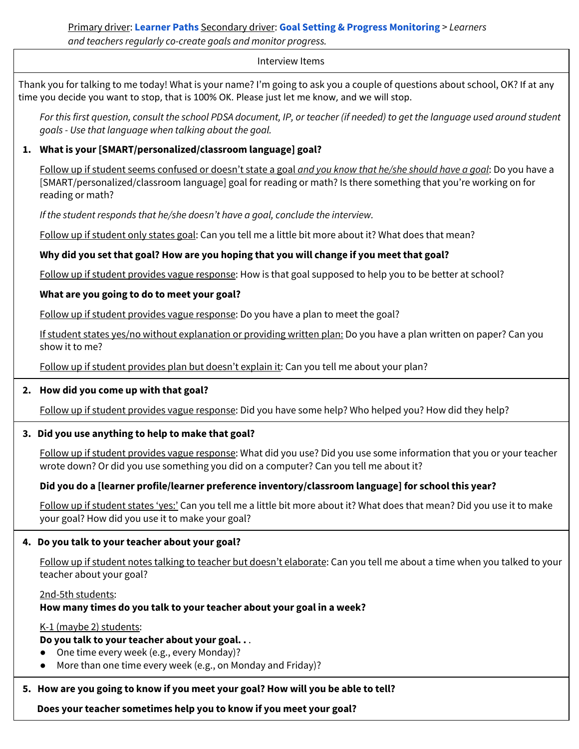Primary driver: **Learner Paths** Secondary driver: **Goal Setting & Progress Monitoring** > *Learners and teachers regularly co-create goals and monitor progress.*

Interview Items

Thank you for talking to me today! What is your name? I'm going to ask you a couple of questions about school, OK? If at any time you decide you want to stop, that is 100% OK. Please just let me know, and we will stop.

*For this first question, consult the school PDSA document, IP, or teacher (if needed) to get the language used around student goals - Use that language when talking about the goal.*

1. **What is your [SMART/personalized/classroom language] goal?**

   Follow up if student seems confused or doesn't state a goal *and you know that he/she should have a goal*: Do you have a [SMART/personalized/classroom language] goal for reading or math? Is there something that you're working on for reading or math?

   *If the student responds that he/she doesn't have a goal, conclude the interview.*

   Follow up if student only states goal: Can you tell me a little bit more about it? What does that mean?

   **Why did you set that goal? How are you hoping that you will change if you meet that goal?**

   Follow up if student provides vague response: How is that goal supposed to help you to be better at school?

   **What are you going to do to meet your goal?**

   Follow up if student provides vague response: Do you have a plan to meet the goal?

   If student states yes/no without explanation or providing written plan: Do you have a plan written on paper? Can you show it to me?

   Follow up if student provides plan but doesn't explain it: Can you tell me about your plan?

2. **How did you come up with that goal?**

   Follow up if student provides vague response: Did you have some help? Who helped you? How did they help?

3. **Did you use anything to help to make that goal?**

   Follow up if student provides vague response: What did you use? Did you use some information that you or your teacher wrote down? Or did you use something you did on a computer? Can you tell me about it?

   **Did you do a [learner profile/learner preference inventory/classroom language] for school this year?**

   Follow up if student states 'yes:' Can you tell me a little bit more about it? What does that mean? Did you use it to make your goal? How did you use it to make your goal?

4. **Do you talk to your teacher about your goal?**

   Follow up if student notes talking to teacher but doesn't elaborate: Can you tell me about a time when you talked to your teacher about your goal?

   2nd-5th students:
   **How many times do you talk to your teacher about your goal in a week?**

   K-1 (maybe 2) students:
   **Do you talk to your teacher about your goal. . .**
   - One time every week (e.g., every Monday)?
   - More than one time every week (e.g., on Monday and Friday)?

5. **How are you going to know if you meet your goal? How will you be able to tell?**

   **Does your teacher sometimes help you to know if you meet your goal?**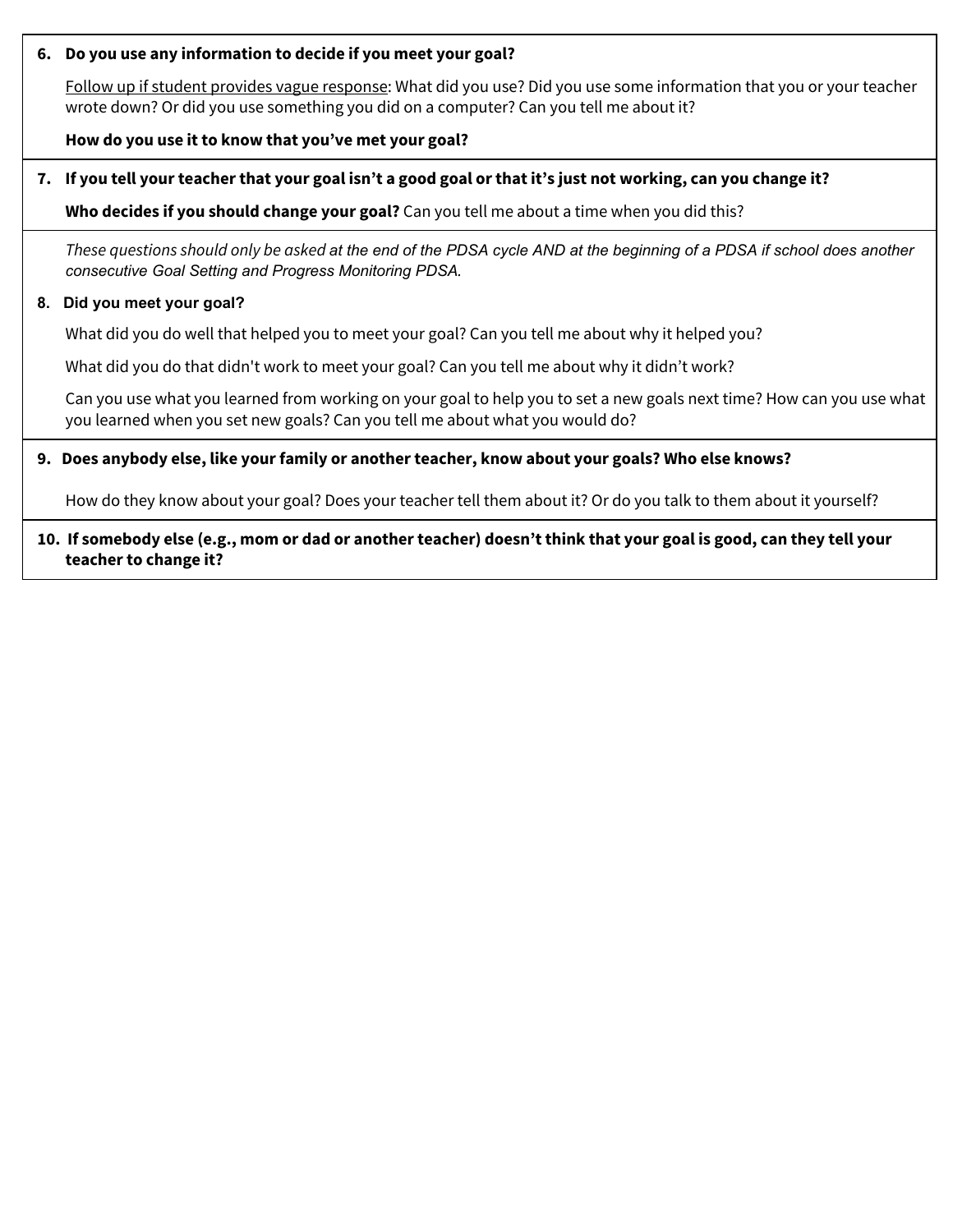6. **Do you use any information to decide if you meet your goal?**

   Follow up if student provides vague response: What did you use? Did you use some information that you or your teacher wrote down? Or did you use something you did on a computer? Can you tell me about it?

   **How do you use it to know that you've met your goal?**

7. **If you tell your teacher that your goal isn't a good goal or that it's just not working, can you change it?**

   **Who decides if you should change your goal?** Can you tell me about a time when you did this?

*These questions should only be asked at the end of the PDSA cycle AND at the beginning of a PDSA if school does another consecutive Goal Setting and Progress Monitoring PDSA.*

8. **Did you meet your goal?**

   What did you do well that helped you to meet your goal? Can you tell me about why it helped you?

   What did you do that didn't work to meet your goal? Can you tell me about why it didn't work?

   Can you use what you learned from working on your goal to help you to set a new goals next time? How can you use what you learned when you set new goals? Can you tell me about what you would do?

9. **Does anybody else, like your family or another teacher, know about your goals? Who else knows?**

   How do they know about your goal? Does your teacher tell them about it? Or do you talk to them about it yourself?

10. **If somebody else (e.g., mom or dad or another teacher) doesn't think that your goal is good, can they tell your teacher to change it?**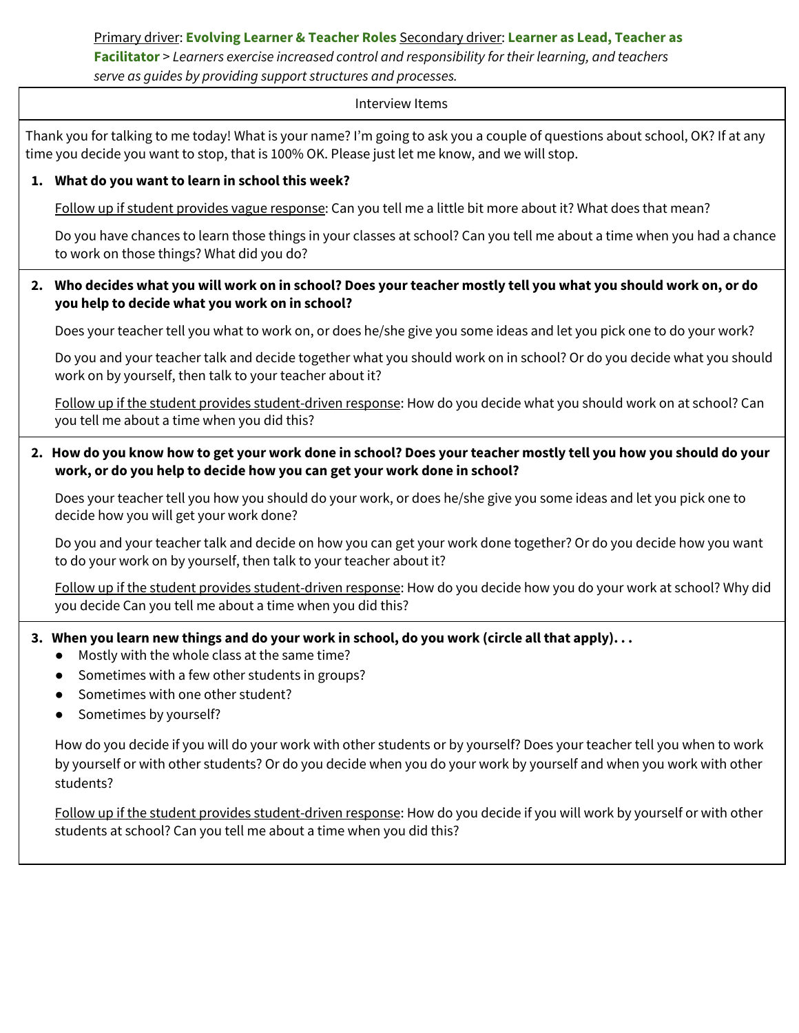<u>Primary driver</u>: **Evolving Learner & Teacher Roles** <u>Secondary driver</u>: **Learner as Lead, Teacher as Facilitator** > *Learners exercise increased control and responsibility for their learning, and teachers serve as guides by providing support structures and processes.*

Interview Items

Thank you for talking to me today! What is your name? I'm going to ask you a couple of questions about school, OK? If at any time you decide you want to stop, that is 100% OK. Please just let me know, and we will stop.

1. **What do you want to learn in school this week?**

   <u>Follow up if student provides vague response</u>: Can you tell me a little bit more about it? What does that mean?

   Do you have chances to learn those things in your classes at school? Can you tell me about a time when you had a chance to work on those things? What did you do?

2. **Who decides what you will work on in school? Does your teacher mostly tell you what you should work on, or do you help to decide what you work on in school?**

   Does your teacher tell you what to work on, or does he/she give you some ideas and let you pick one to do your work?

   Do you and your teacher talk and decide together what you should work on in school? Or do you decide what you should work on by yourself, then talk to your teacher about it?

   <u>Follow up if the student provides student-driven response</u>: How do you decide what you should work on at school? Can you tell me about a time when you did this?

2. **How do you know how to get your work done in school? Does your teacher mostly tell you how you should do your work, or do you help to decide how you can get your work done in school?**

   Does your teacher tell you how you should do your work, or does he/she give you some ideas and let you pick one to decide how you will get your work done?

   Do you and your teacher talk and decide on how you can get your work done together? Or do you decide how you want to do your work on by yourself, then talk to your teacher about it?

   <u>Follow up if the student provides student-driven response</u>: How do you decide how you do your work at school? Why did you decide Can you tell me about a time when you did this?

3. **When you learn new things and do your work in school, do you work (circle all that apply). . .**
   - Mostly with the whole class at the same time?
   - Sometimes with a few other students in groups?
   - Sometimes with one other student?
   - Sometimes by yourself?

   How do you decide if you will do your work with other students or by yourself? Does your teacher tell you when to work by yourself or with other students? Or do you decide when you do your work by yourself and when you work with other students?

   <u>Follow up if the student provides student-driven response</u>: How do you decide if you will work by yourself or with other students at school? Can you tell me about a time when you did this?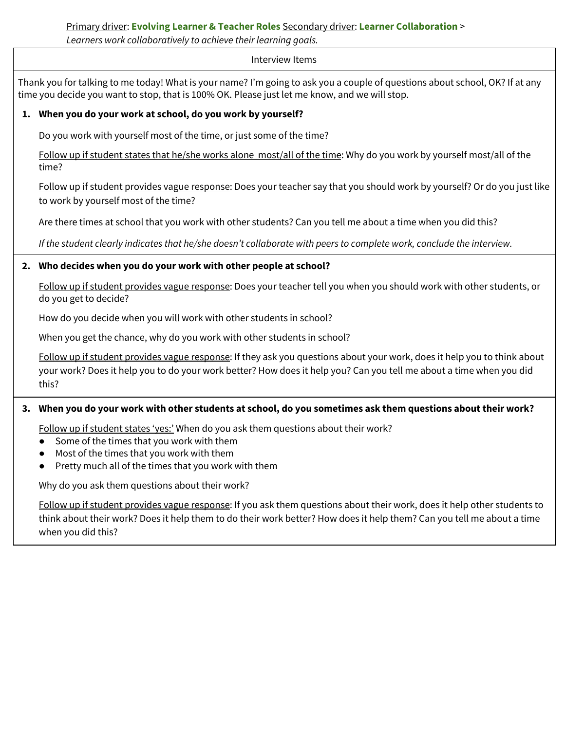<u>Primary driver</u>: **Evolving Learner & Teacher Roles** <u>Secondary driver</u>: **Learner Collaboration** >
*Learners work collaboratively to achieve their learning goals.*

| Interview Items |
|---|

Thank you for talking to me today! What is your name? I'm going to ask you a couple of questions about school, OK? If at any time you decide you want to stop, that is 100% OK. Please just let me know, and we will stop.

1. **When you do your work at school, do you work by yourself?**

   Do you work with yourself most of the time, or just some of the time?

   <u>Follow up if student states that he/she works alone most/all of the time</u>: Why do you work by yourself most/all of the time?

   <u>Follow up if student provides vague response</u>: Does your teacher say that you should work by yourself? Or do you just like to work by yourself most of the time?

   Are there times at school that you work with other students? Can you tell me about a time when you did this?

   *If the student clearly indicates that he/she doesn't collaborate with peers to complete work, conclude the interview.*

2. **Who decides when you do your work with other people at school?**

   <u>Follow up if student provides vague response</u>: Does your teacher tell you when you should work with other students, or do you get to decide?

   How do you decide when you will work with other students in school?

   When you get the chance, why do you work with other students in school?

   <u>Follow up if student provides vague response</u>: If they ask you questions about your work, does it help you to think about your work? Does it help you to do your work better? How does it help you? Can you tell me about a time when you did this?

3. **When you do your work with other students at school, do you sometimes ask them questions about their work?**

   <u>Follow up if student states 'yes:'</u> When do you ask them questions about their work?
   - Some of the times that you work with them
   - Most of the times that you work with them
   - Pretty much all of the times that you work with them

   Why do you ask them questions about their work?

   <u>Follow up if student provides vague response</u>: If you ask them questions about their work, does it help other students to think about their work? Does it help them to do their work better? How does it help them? Can you tell me about a time when you did this?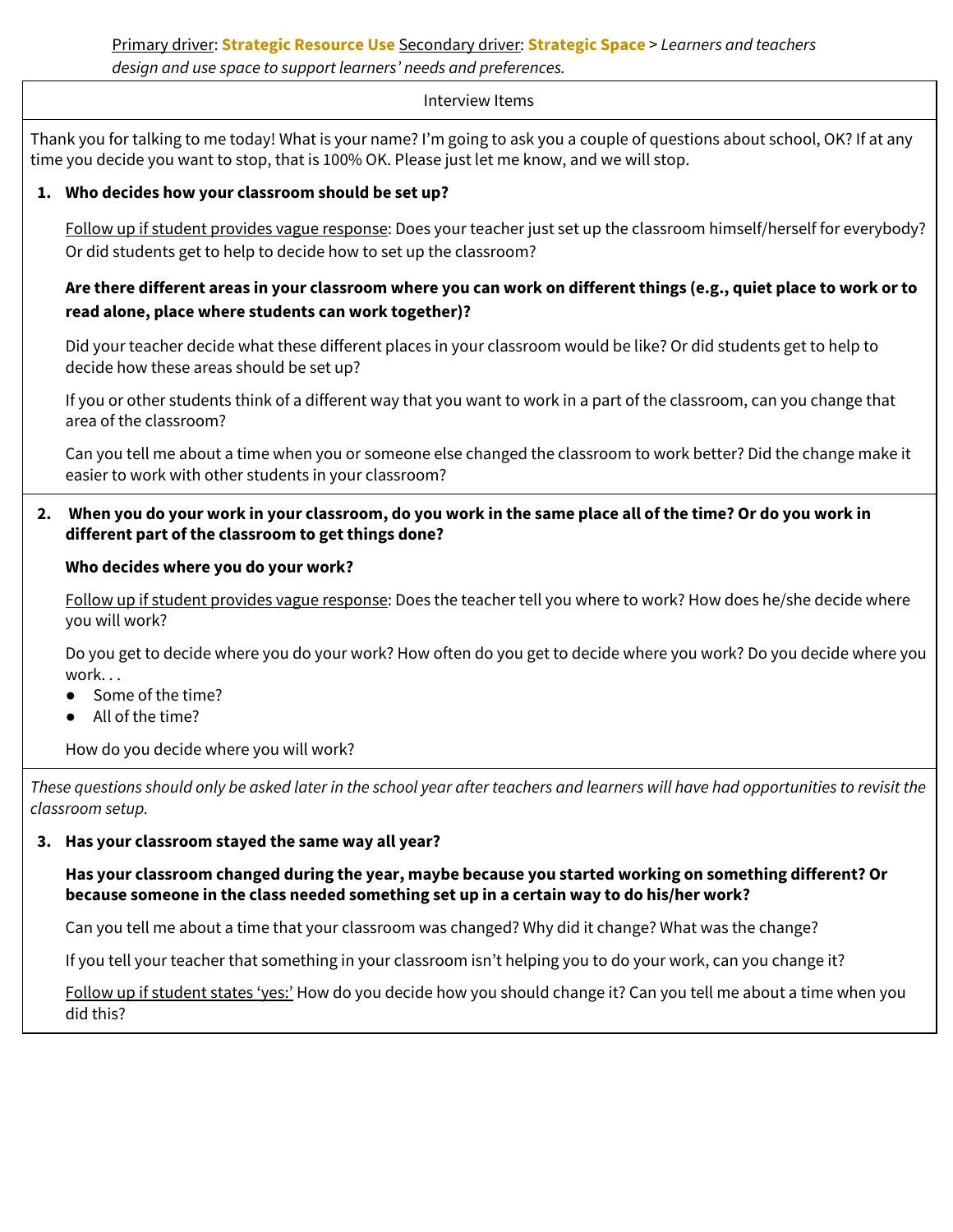<u>Primary driver</u>: **Strategic Resource Use** <u>Secondary driver</u>: **Strategic Space** > *Learners and teachers design and use space to support learners' needs and preferences.*

Interview Items

Thank you for talking to me today! What is your name? I'm going to ask you a couple of questions about school, OK? If at any time you decide you want to stop, that is 100% OK. Please just let me know, and we will stop.

1. **Who decides how your classroom should be set up?**

   <u>Follow up if student provides vague response</u>: Does your teacher just set up the classroom himself/herself for everybody? Or did students get to help to decide how to set up the classroom?

   **Are there different areas in your classroom where you can work on different things (e.g., quiet place to work or to read alone, place where students can work together)?**

   Did your teacher decide what these different places in your classroom would be like? Or did students get to help to decide how these areas should be set up?

   If you or other students think of a different way that you want to work in a part of the classroom, can you change that area of the classroom?

   Can you tell me about a time when you or someone else changed the classroom to work better? Did the change make it easier to work with other students in your classroom?

2. **When you do your work in your classroom, do you work in the same place all of the time? Or do you work in different part of the classroom to get things done?**

   **Who decides where you do your work?**

   <u>Follow up if student provides vague response</u>: Does the teacher tell you where to work? How does he/she decide where you will work?

   Do you get to decide where you do your work? How often do you get to decide where you work? Do you decide where you work. . .
   - Some of the time?
   - All of the time?

   How do you decide where you will work?

*These questions should only be asked later in the school year after teachers and learners will have had opportunities to revisit the classroom setup.*

3. **Has your classroom stayed the same way all year?**

   **Has your classroom changed during the year, maybe because you started working on something different? Or because someone in the class needed something set up in a certain way to do his/her work?**

   Can you tell me about a time that your classroom was changed? Why did it change? What was the change?

   If you tell your teacher that something in your classroom isn't helping you to do your work, can you change it?

   <u>Follow up if student states 'yes:'</u> How do you decide how you should change it? Can you tell me about a time when you did this?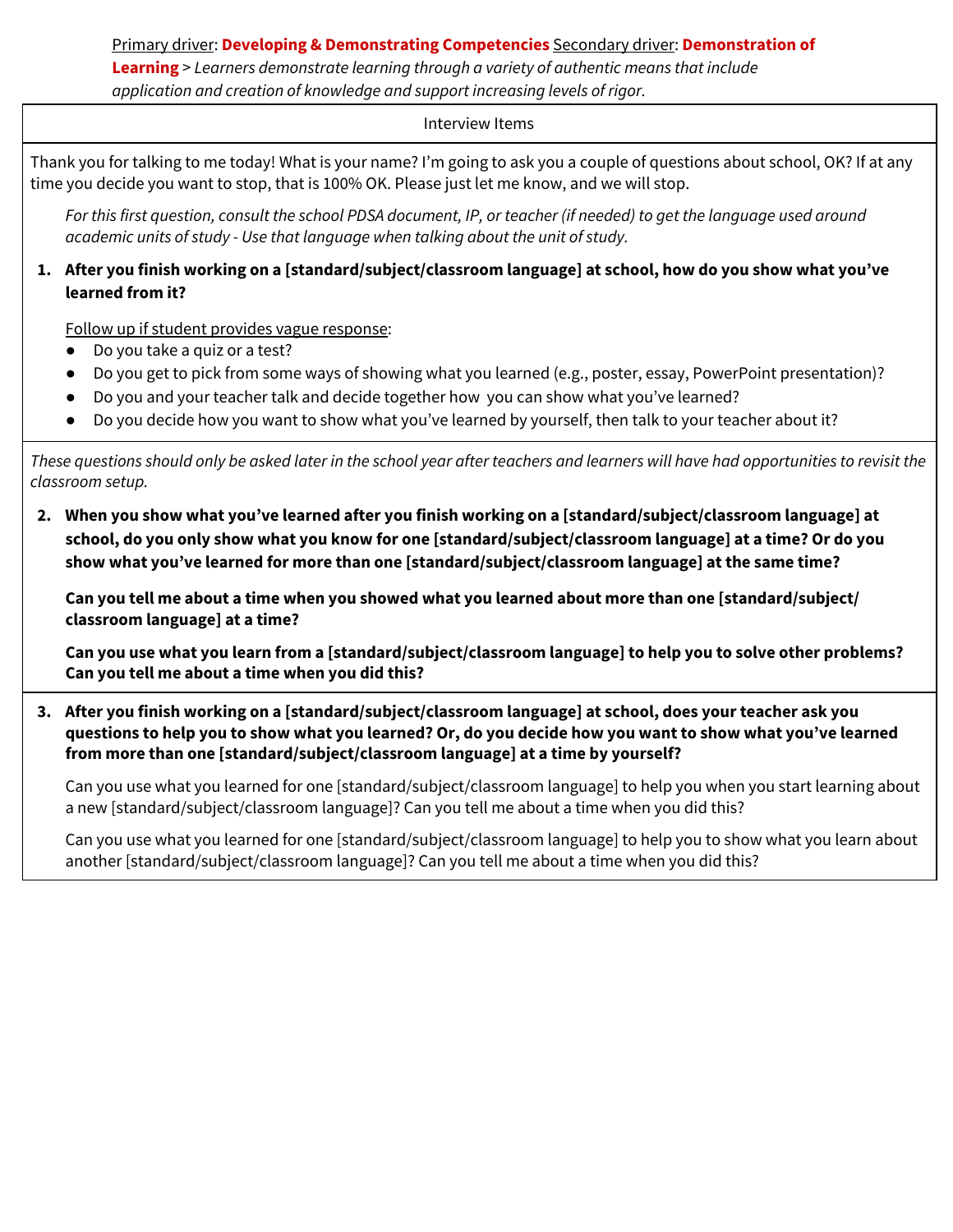<u>Primary driver</u>: **Developing & Demonstrating Competencies** <u>Secondary driver</u>: **Demonstration of Learning** > *Learners demonstrate learning through a variety of authentic means that include application and creation of knowledge and support increasing levels of rigor.*

Interview Items

Thank you for talking to me today! What is your name? I'm going to ask you a couple of questions about school, OK? If at any time you decide you want to stop, that is 100% OK. Please just let me know, and we will stop.

*For this first question, consult the school PDSA document, IP, or teacher (if needed) to get the language used around academic units of study - Use that language when talking about the unit of study.*

1. **After you finish working on a [standard/subject/classroom language] at school, how do you show what you've learned from it?**

   <u>Follow up if student provides vague response</u>:
   - Do you take a quiz or a test?
   - Do you get to pick from some ways of showing what you learned (e.g., poster, essay, PowerPoint presentation)?
   - Do you and your teacher talk and decide together how you can show what you've learned?
   - Do you decide how you want to show what you've learned by yourself, then talk to your teacher about it?

*These questions should only be asked later in the school year after teachers and learners will have had opportunities to revisit the classroom setup.*

2. **When you show what you've learned after you finish working on a [standard/subject/classroom language] at school, do you only show what you know for one [standard/subject/classroom language] at a time? Or do you show what you've learned for more than one [standard/subject/classroom language] at the same time?**

   **Can you tell me about a time when you showed what you learned about more than one [standard/subject/classroom language] at a time?**

   **Can you use what you learn from a [standard/subject/classroom language] to help you to solve other problems? Can you tell me about a time when you did this?**

3. **After you finish working on a [standard/subject/classroom language] at school, does your teacher ask you questions to help you to show what you learned? Or, do you decide how you want to show what you've learned from more than one [standard/subject/classroom language] at a time by yourself?**

   Can you use what you learned for one [standard/subject/classroom language] to help you when you start learning about a new [standard/subject/classroom language]? Can you tell me about a time when you did this?

   Can you use what you learned for one [standard/subject/classroom language] to help you to show what you learn about another [standard/subject/classroom language]? Can you tell me about a time when you did this?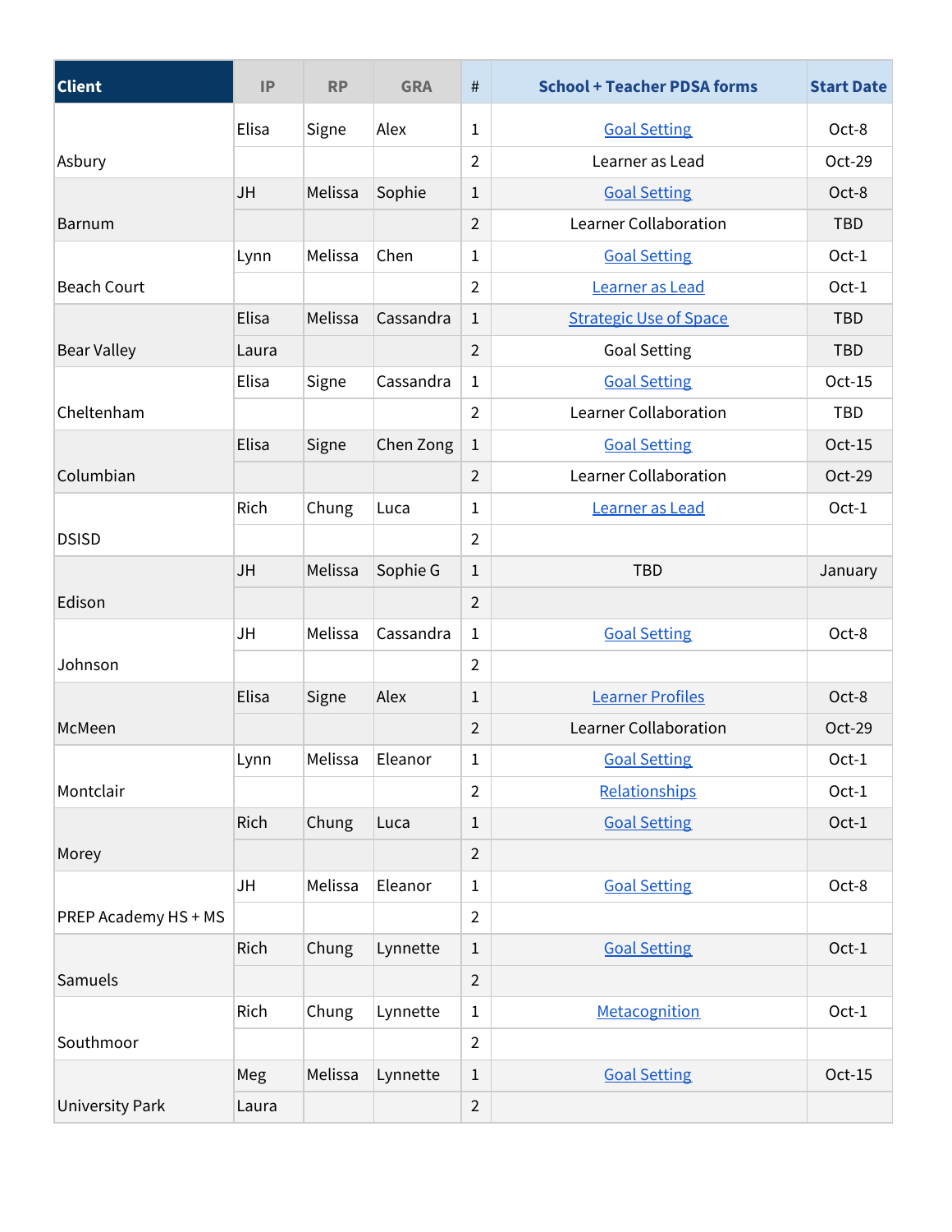| Client | IP | RP | GRA | # | School + Teacher PDSA forms | Start Date |
|---|---|---|---|---|---|---|
| Asbury | Elisa | Signe | Alex | 1 | Goal Setting | Oct-8 |
| | | | | 2 | Learner as Lead | Oct-29 |
| Barnum | JH | Melissa | Sophie | 1 | Goal Setting | Oct-8 |
| | | | | 2 | Learner Collaboration | TBD |
| Beach Court | Lynn | Melissa | Chen | 1 | Goal Setting | Oct-1 |
| | | | | 2 | Learner as Lead | Oct-1 |
| Bear Valley | Elisa | Melissa | Cassandra | 1 | Strategic Use of Space | TBD |
| | Laura | | | 2 | Goal Setting | TBD |
| Cheltenham | Elisa | Signe | Cassandra | 1 | Goal Setting | Oct-15 |
| | | | | 2 | Learner Collaboration | TBD |
| Columbian | Elisa | Signe | Chen Zong | 1 | Goal Setting | Oct-15 |
| | | | | 2 | Learner Collaboration | Oct-29 |
| DSISD | Rich | Chung | Luca | 1 | Learner as Lead | Oct-1 |
| | | | | 2 | | |
| Edison | JH | Melissa | Sophie G | 1 | TBD | January |
| | | | | 2 | | |
| Johnson | JH | Melissa | Cassandra | 1 | Goal Setting | Oct-8 |
| | | | | 2 | | |
| McMeen | Elisa | Signe | Alex | 1 | Learner Profiles | Oct-8 |
| | | | | 2 | Learner Collaboration | Oct-29 |
| Montclair | Lynn | Melissa | Eleanor | 1 | Goal Setting | Oct-1 |
| | | | | 2 | Relationships | Oct-1 |
| Morey | Rich | Chung | Luca | 1 | Goal Setting | Oct-1 |
| | | | | 2 | | |
| PREP Academy HS + MS | JH | Melissa | Eleanor | 1 | Goal Setting | Oct-8 |
| | | | | 2 | | |
| Samuels | Rich | Chung | Lynnette | 1 | Goal Setting | Oct-1 |
| | | | | 2 | | |
| Southmoor | Rich | Chung | Lynnette | 1 | Metacognition | Oct-1 |
| | | | | 2 | | |
| University Park | Meg | Melissa | Lynnette | 1 | Goal Setting | Oct-15 |
| | Laura | | | 2 | | |